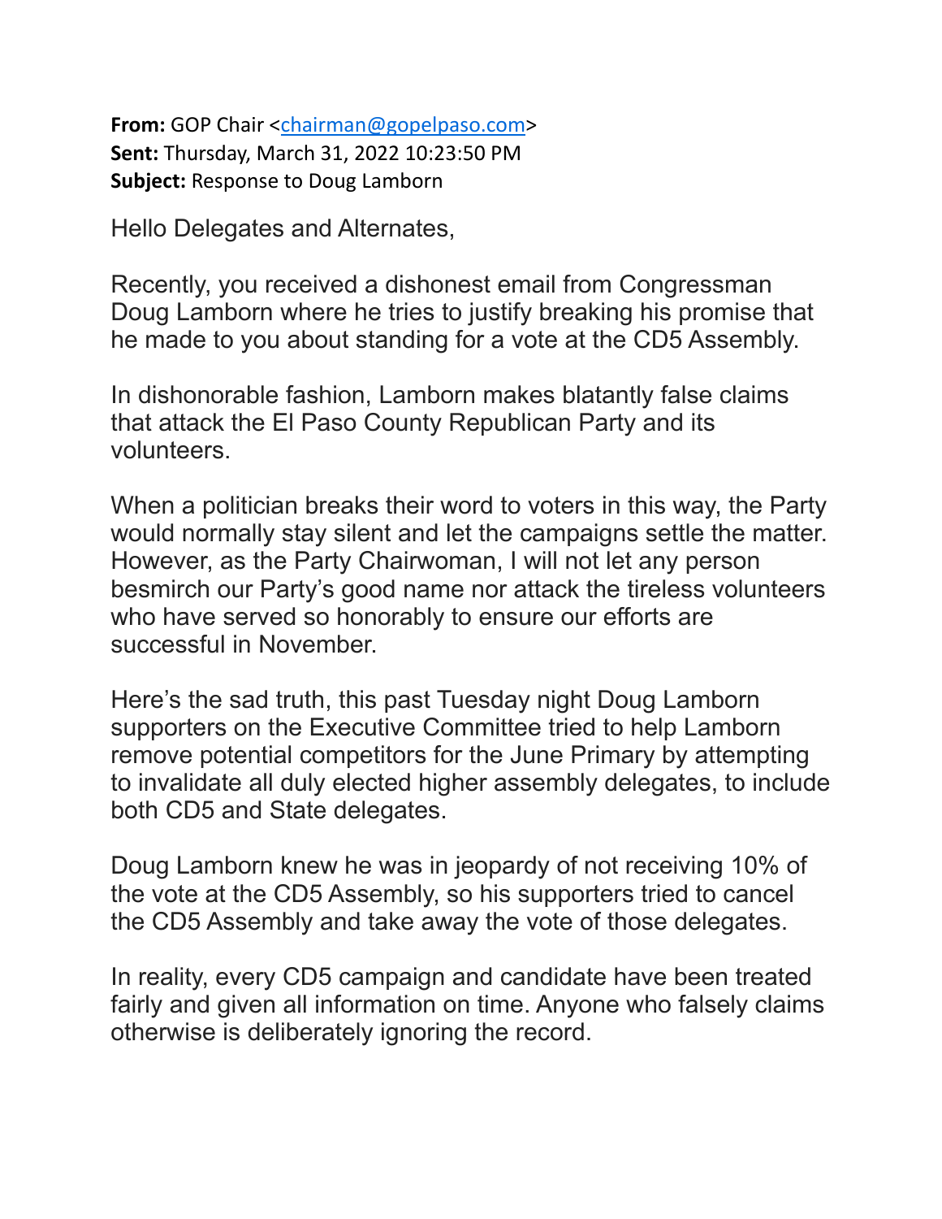**From:** GOP Chair <chairman@gopelpaso.com>
**Sent:** Thursday, March 31, 2022 10:23:50 PM
**Subject:** Response to Doug Lamborn

Hello Delegates and Alternates,

Recently, you received a dishonest email from Congressman Doug Lamborn where he tries to justify breaking his promise that he made to you about standing for a vote at the CD5 Assembly.

In dishonorable fashion, Lamborn makes blatantly false claims that attack the El Paso County Republican Party and its volunteers.

When a politician breaks their word to voters in this way, the Party would normally stay silent and let the campaigns settle the matter. However, as the Party Chairwoman, I will not let any person besmirch our Party's good name nor attack the tireless volunteers who have served so honorably to ensure our efforts are successful in November.

Here's the sad truth, this past Tuesday night Doug Lamborn supporters on the Executive Committee tried to help Lamborn remove potential competitors for the June Primary by attempting to invalidate all duly elected higher assembly delegates, to include both CD5 and State delegates.

Doug Lamborn knew he was in jeopardy of not receiving 10% of the vote at the CD5 Assembly, so his supporters tried to cancel the CD5 Assembly and take away the vote of those delegates.

In reality, every CD5 campaign and candidate have been treated fairly and given all information on time. Anyone who falsely claims otherwise is deliberately ignoring the record.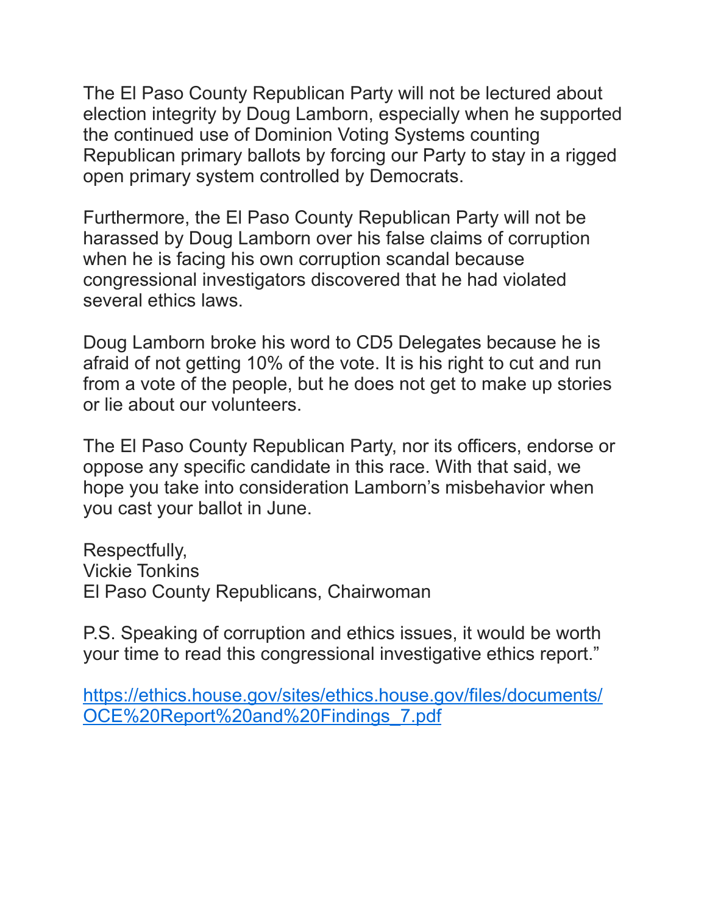The El Paso County Republican Party will not be lectured about election integrity by Doug Lamborn, especially when he supported the continued use of Dominion Voting Systems counting Republican primary ballots by forcing our Party to stay in a rigged open primary system controlled by Democrats.

Furthermore, the El Paso County Republican Party will not be harassed by Doug Lamborn over his false claims of corruption when he is facing his own corruption scandal because congressional investigators discovered that he had violated several ethics laws.

Doug Lamborn broke his word to CD5 Delegates because he is afraid of not getting 10% of the vote. It is his right to cut and run from a vote of the people, but he does not get to make up stories or lie about our volunteers.

The El Paso County Republican Party, nor its officers, endorse or oppose any specific candidate in this race. With that said, we hope you take into consideration Lamborn's misbehavior when you cast your ballot in June.

Respectfully,
Vickie Tonkins
El Paso County Republicans, Chairwoman

P.S. Speaking of corruption and ethics issues, it would be worth your time to read this congressional investigative ethics report."

[https://ethics.house.gov/sites/ethics.house.gov/files/documents/OCE%20Report%20and%20Findings_7.pdf](https://ethics.house.gov/sites/ethics.house.gov/files/documents/OCE%20Report%20and%20Findings_7.pdf)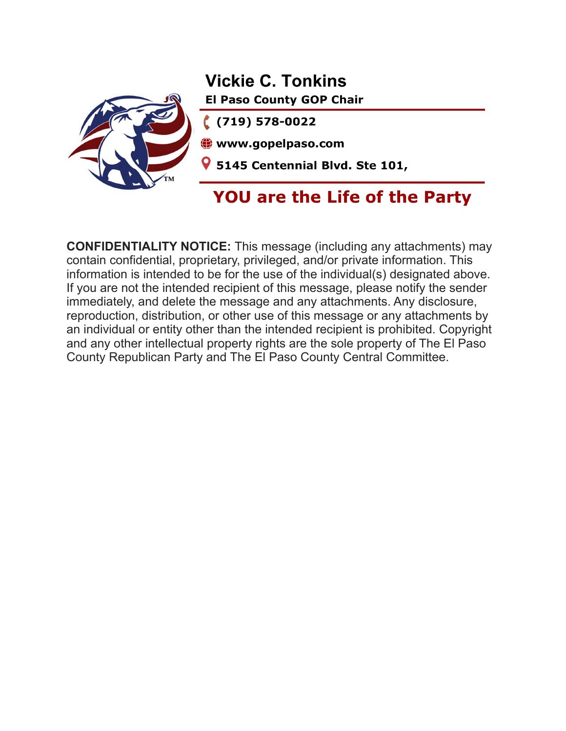**Vickie C. Tonkins**

**El Paso County GOP Chair**

**(719) 578-0022**

**www.gopelpaso.com**

**5145 Centennial Blvd. Ste 101,**

**YOU are the Life of the Party**

**CONFIDENTIALITY NOTICE:** This message (including any attachments) may contain confidential, proprietary, privileged, and/or private information. This information is intended to be for the use of the individual(s) designated above. If you are not the intended recipient of this message, please notify the sender immediately, and delete the message and any attachments. Any disclosure, reproduction, distribution, or other use of this message or any attachments by an individual or entity other than the intended recipient is prohibited. Copyright and any other intellectual property rights are the sole property of The El Paso County Republican Party and The El Paso County Central Committee.